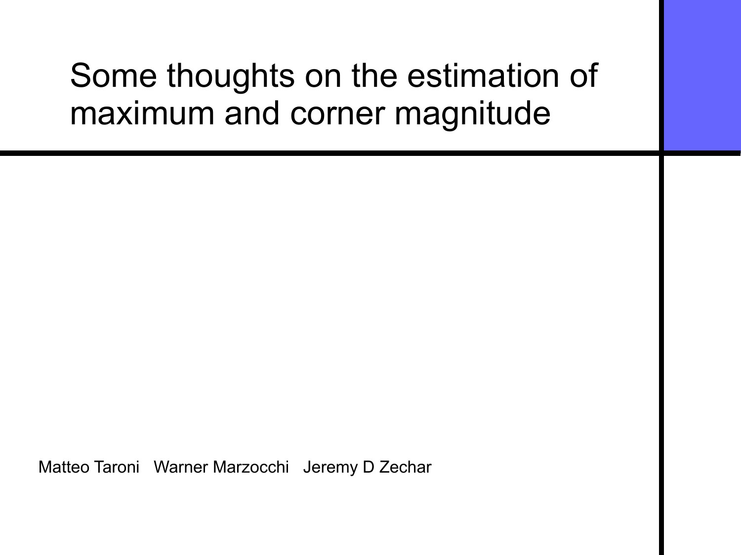# Some thoughts on the estimation of maximum and corner magnitude

Matteo Taroni   Warner Marzocchi   Jeremy D Zechar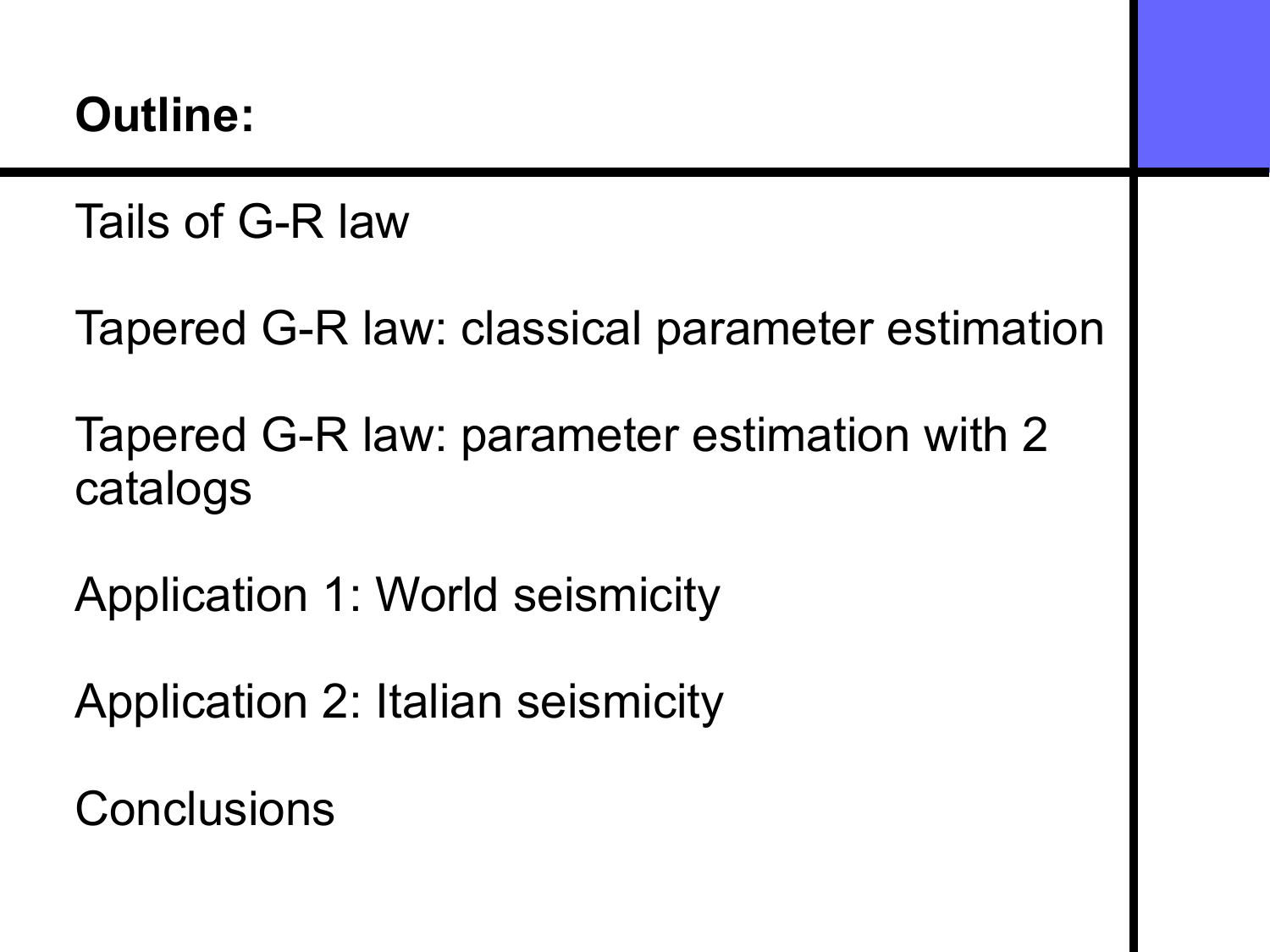# Outline:

Tails of G-R law

Tapered G-R law: classical parameter estimation

Tapered G-R law: parameter estimation with 2 catalogs

Application 1: World seismicity

Application 2: Italian seismicity

Conclusions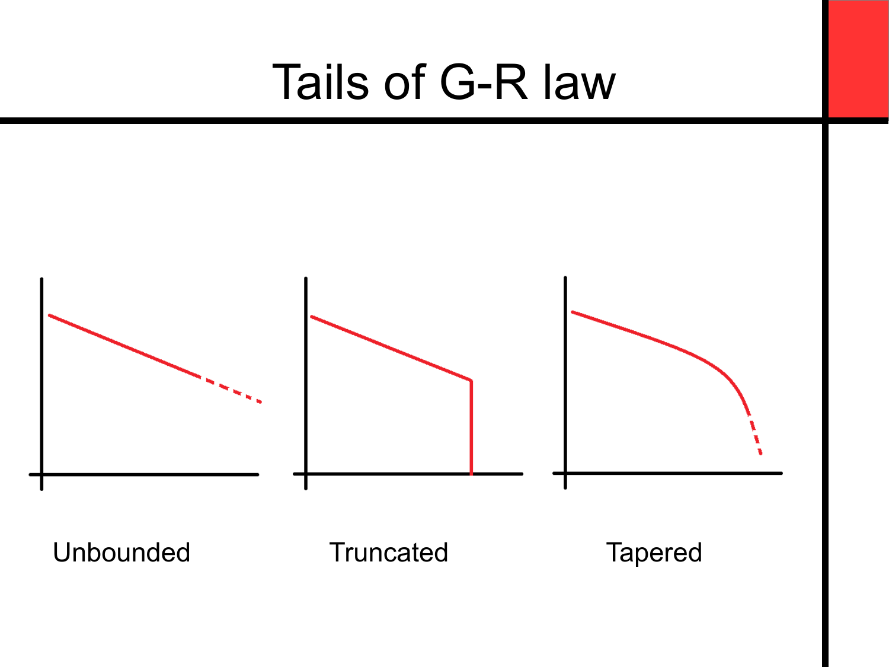# Tails of G-R law

Unbounded

Truncated

Tapered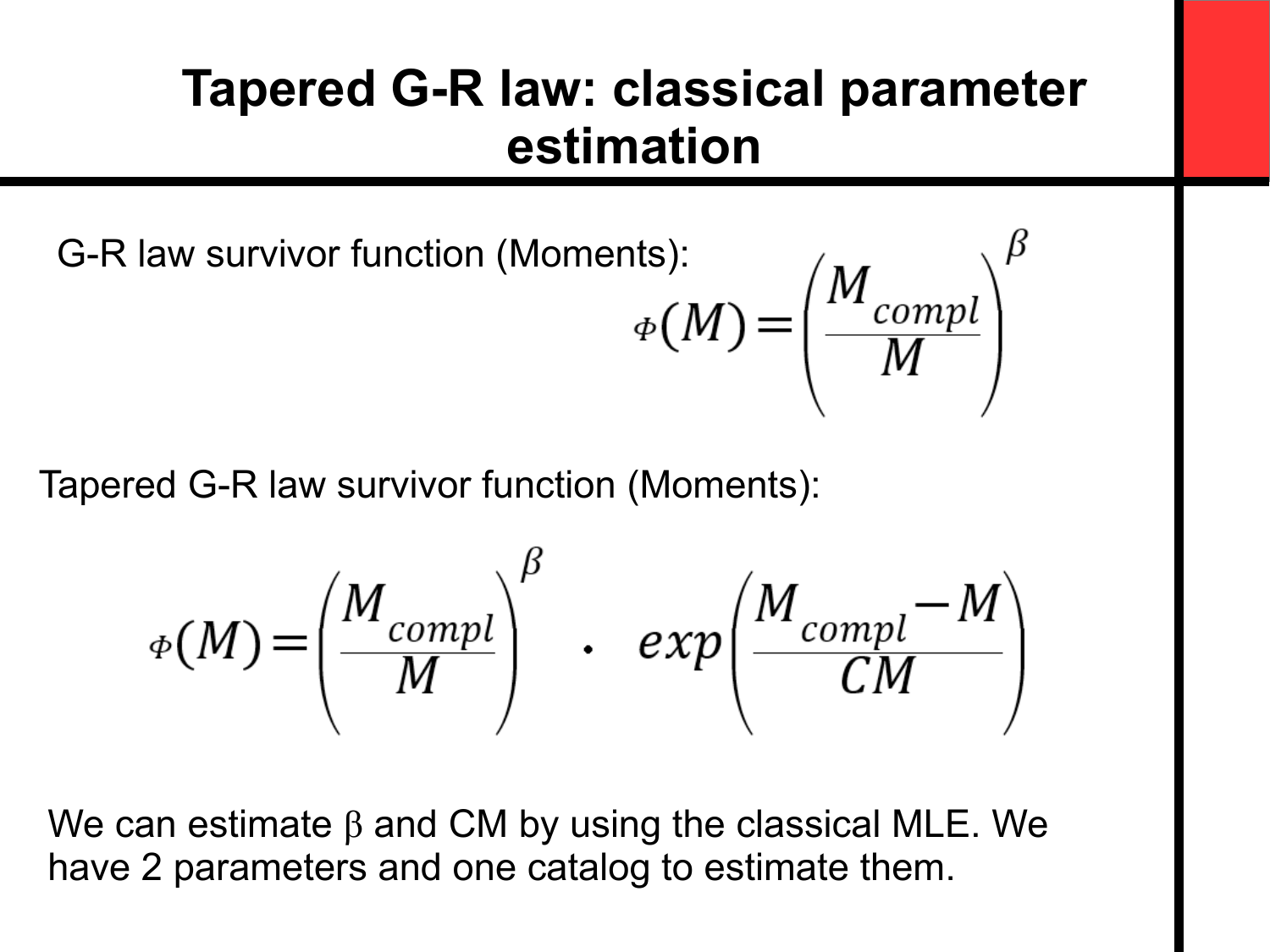# Tapered G-R law: classical parameter estimation

G-R law survivor function (Moments):

$$\Phi(M) = \left( \frac{M_{compl}}{M} \right)^{\beta}$$

Tapered G-R law survivor function (Moments):

$$\Phi(M) = \left( \frac{M_{compl}}{M} \right)^{\beta} \cdot exp\left( \frac{M_{compl} - M}{CM} \right)$$

We can estimate β and CM by using the classical MLE. We have 2 parameters and one catalog to estimate them.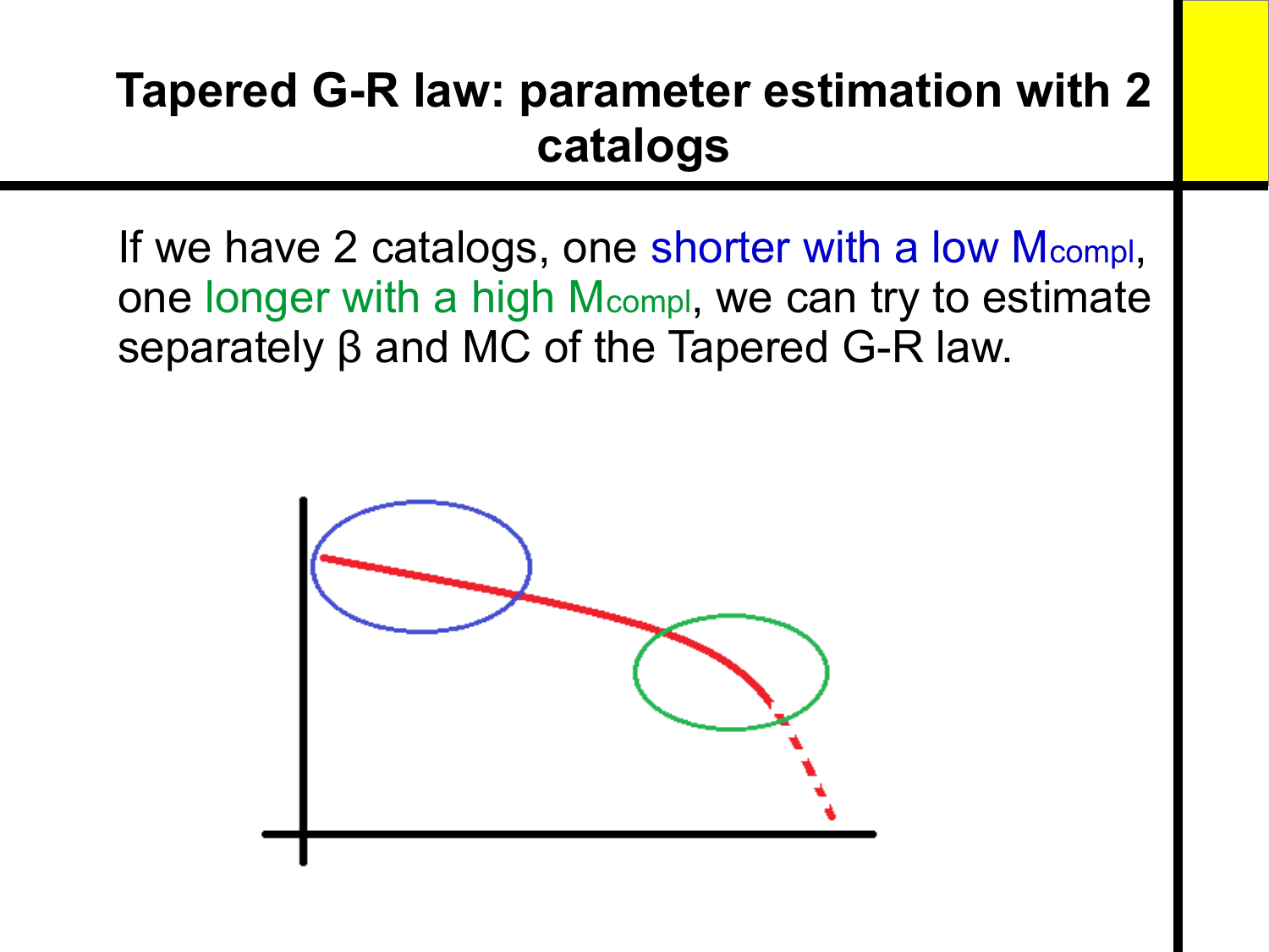# Tapered G-R law: parameter estimation with 2 catalogs

If we have 2 catalogs, one shorter with a low $M_{compl}$, one longer with a high $M_{compl}$, we can try to estimate separately β and MC of the Tapered G-R law.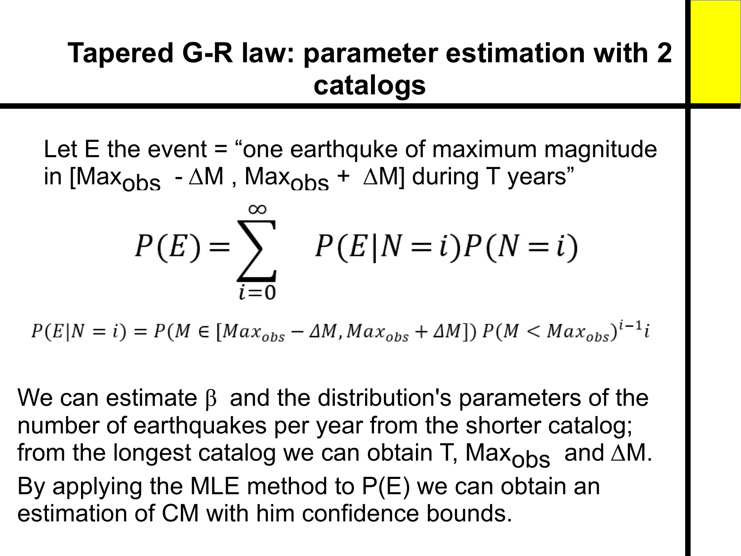# Tapered G-R law: parameter estimation with 2 catalogs

Let E the event = “one earthquke of maximum magnitude in [$Max_{obs}$ - $\Delta$M , $Max_{obs}$ + $\Delta$M] during T years”

$$P(E) = \sum_{i=0}^{\infty} P(E|N=i)P(N=i)$$

$$P(E|N=i) = P(M \in [Max_{obs} - \Delta M, Max_{obs} + \Delta M]) \, P(M < Max_{obs})^{i-1} i$$

We can estimate $\beta$ and the distribution's parameters of the number of earthquakes per year from the shorter catalog; from the longest catalog we can obtain T, $Max_{obs}$ and $\Delta$M.

By applying the MLE method to P(E) we can obtain an estimation of CM with him confidence bounds.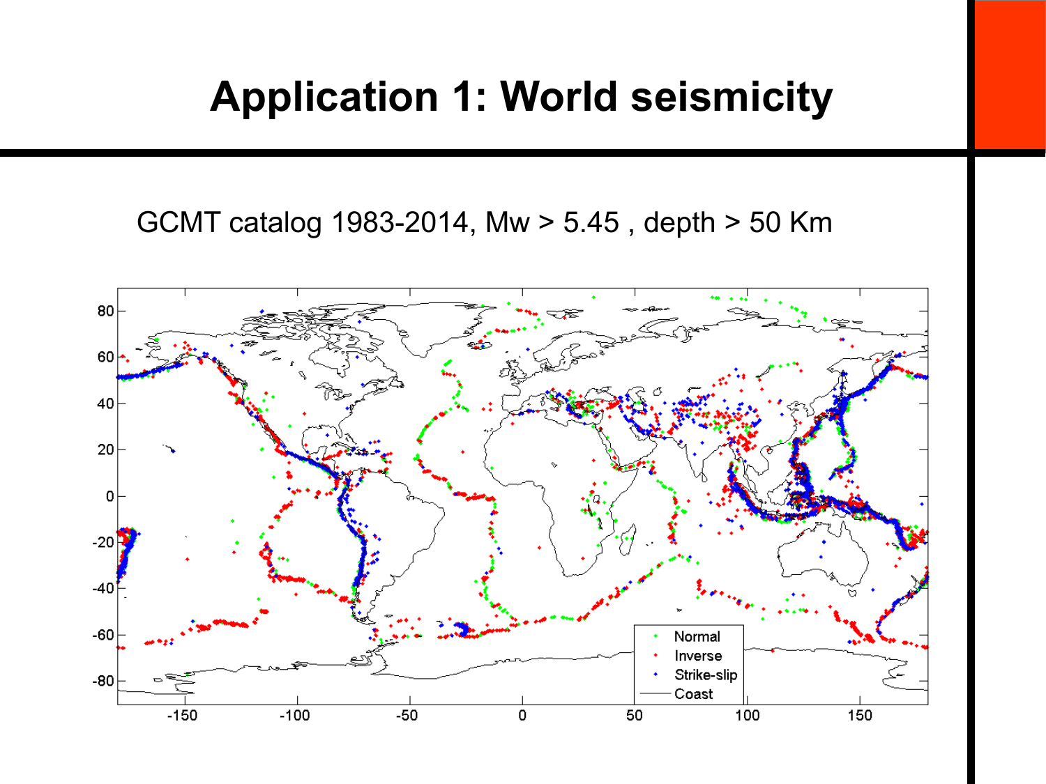# Application 1: World seismicity

GCMT catalog 1983-2014, Mw > 5.45 , depth > 50 Km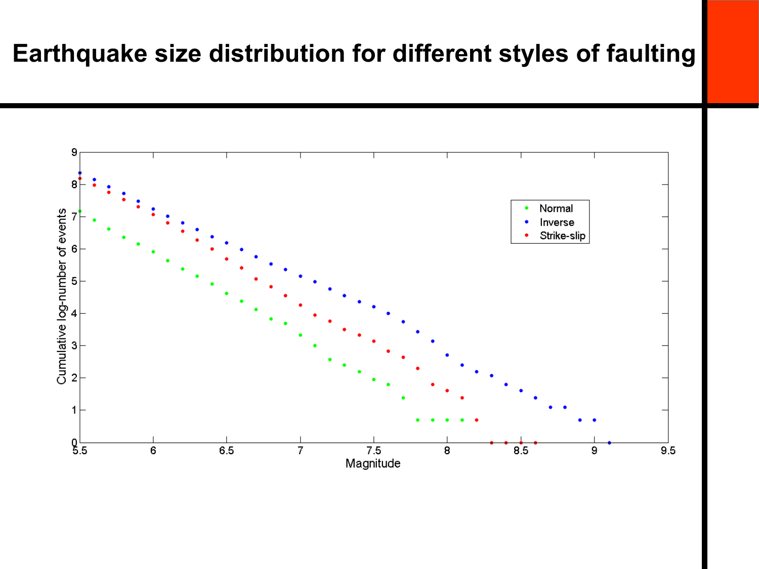# Earthquake size distribution for different styles of faulting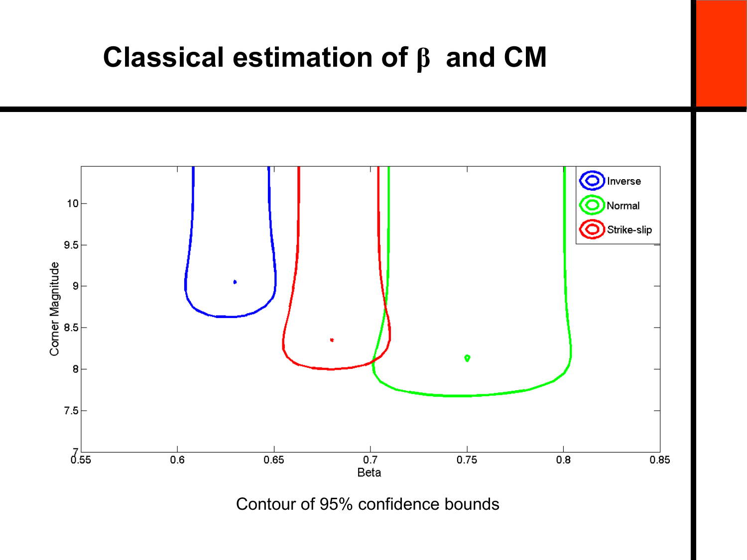# Classical estimation of $\beta$ and CM

Contour of 95% confidence bounds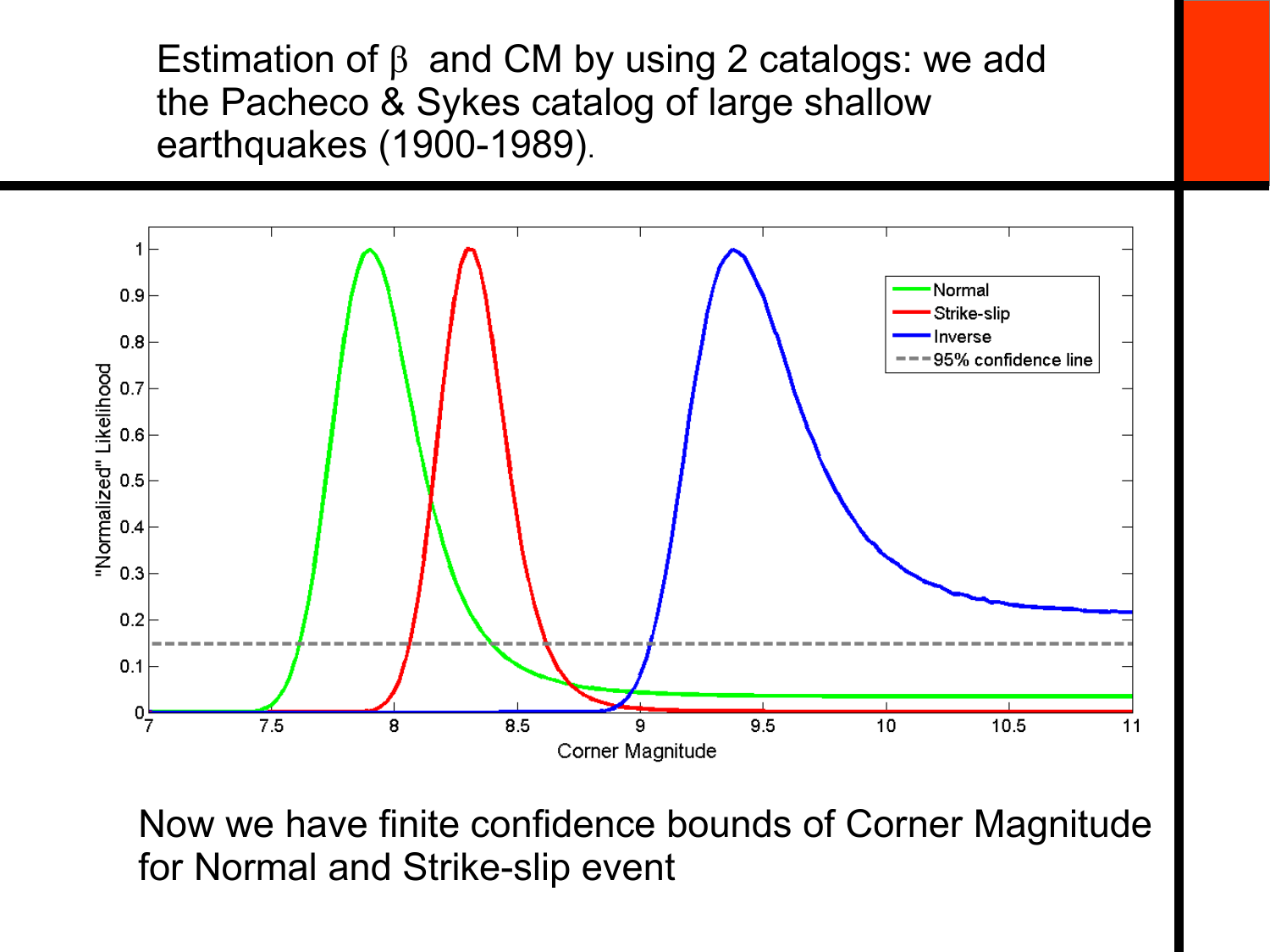# Estimation of $\beta$ and CM by using 2 catalogs: we add the Pacheco & Sykes catalog of large shallow earthquakes (1900-1989).

Now we have finite confidence bounds of Corner Magnitude for Normal and Strike-slip event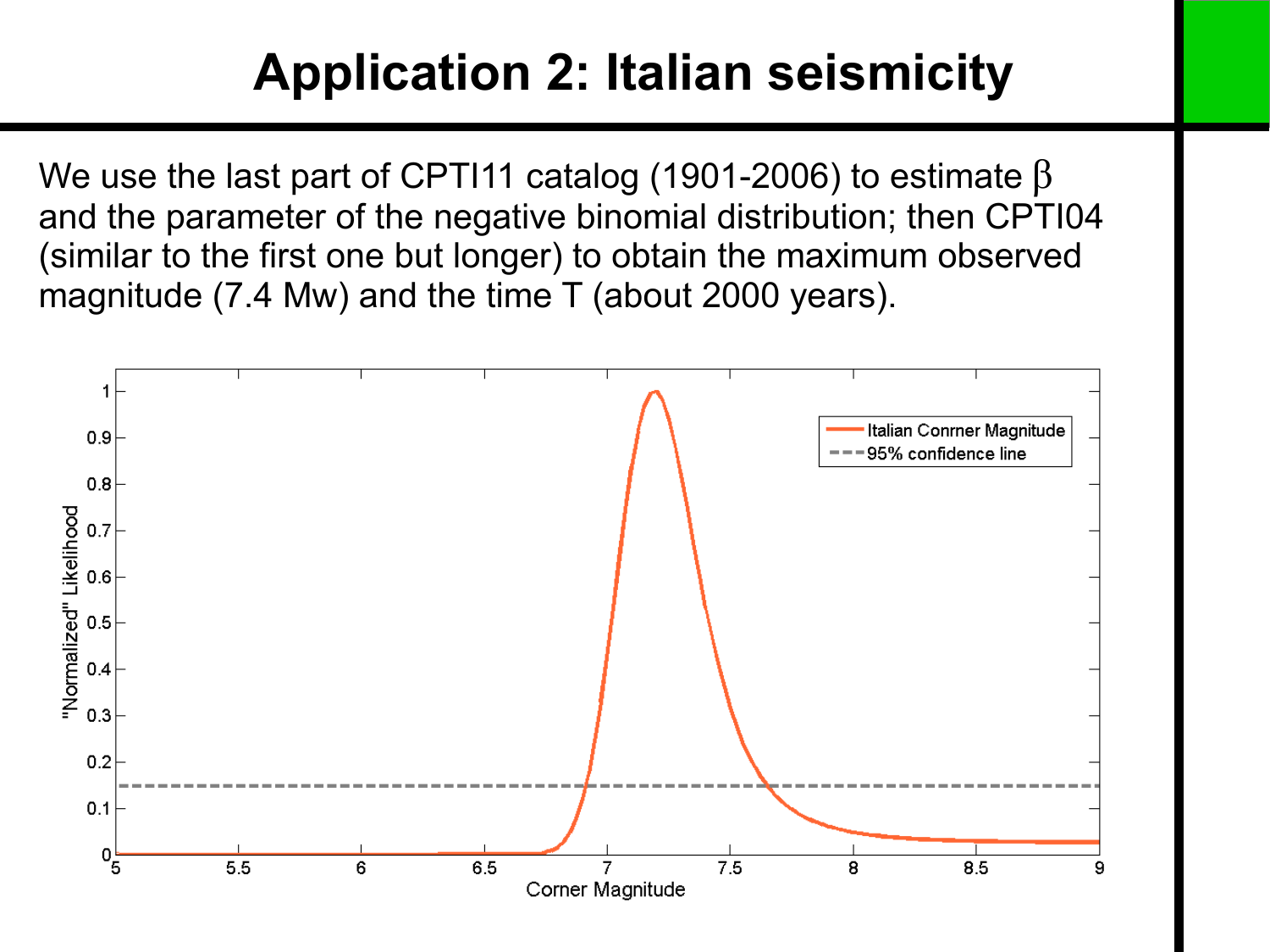# Application 2: Italian seismicity

We use the last part of CPTI11 catalog (1901-2006) to estimate $\beta$ and the parameter of the negative binomial distribution; then CPTI04 (similar to the first one but longer) to obtain the maximum observed magnitude (7.4 Mw) and the time T (about 2000 years).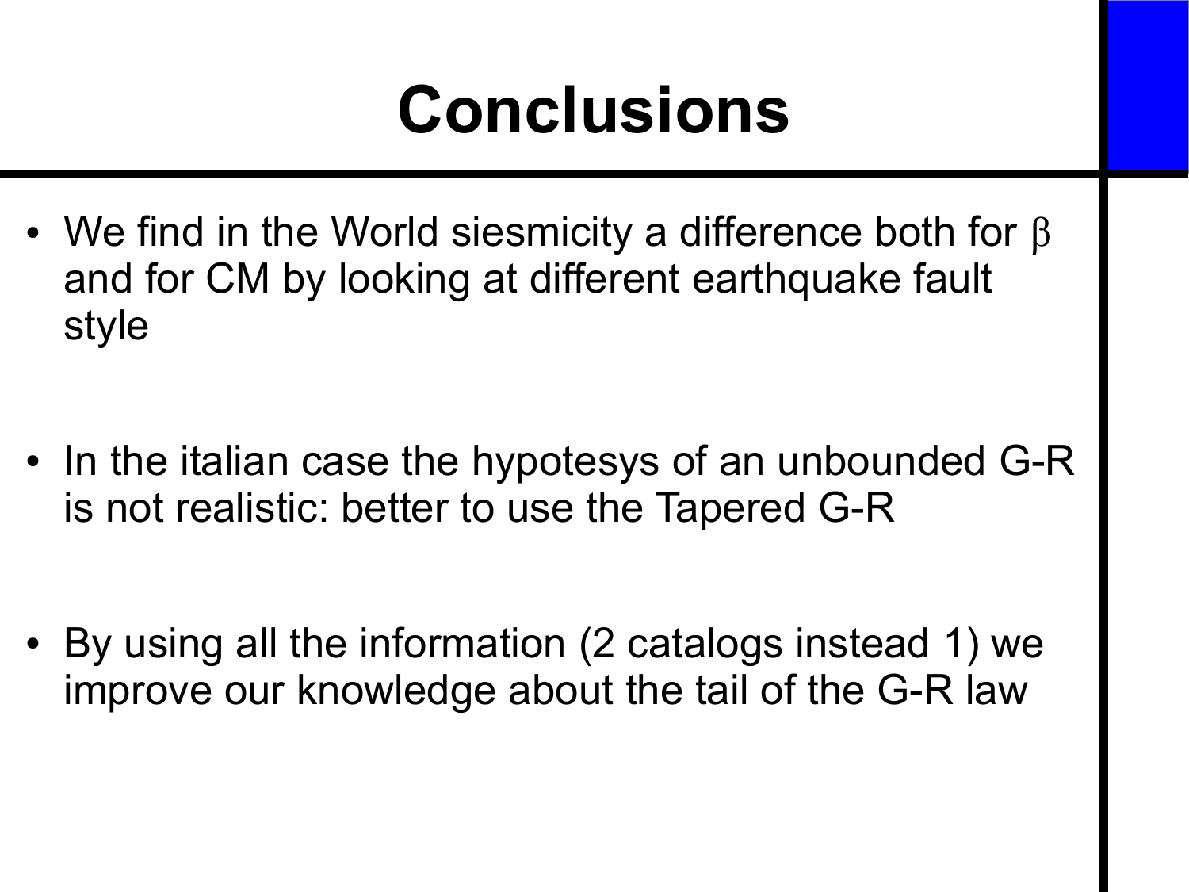# Conclusions

- We find in the World siesmicity a difference both for $\beta$ and for CM by looking at different earthquake fault style
- In the italian case the hypotesys of an unbounded G-R is not realistic: better to use the Tapered G-R
- By using all the information (2 catalogs instead 1) we improve our knowledge about the tail of the G-R law